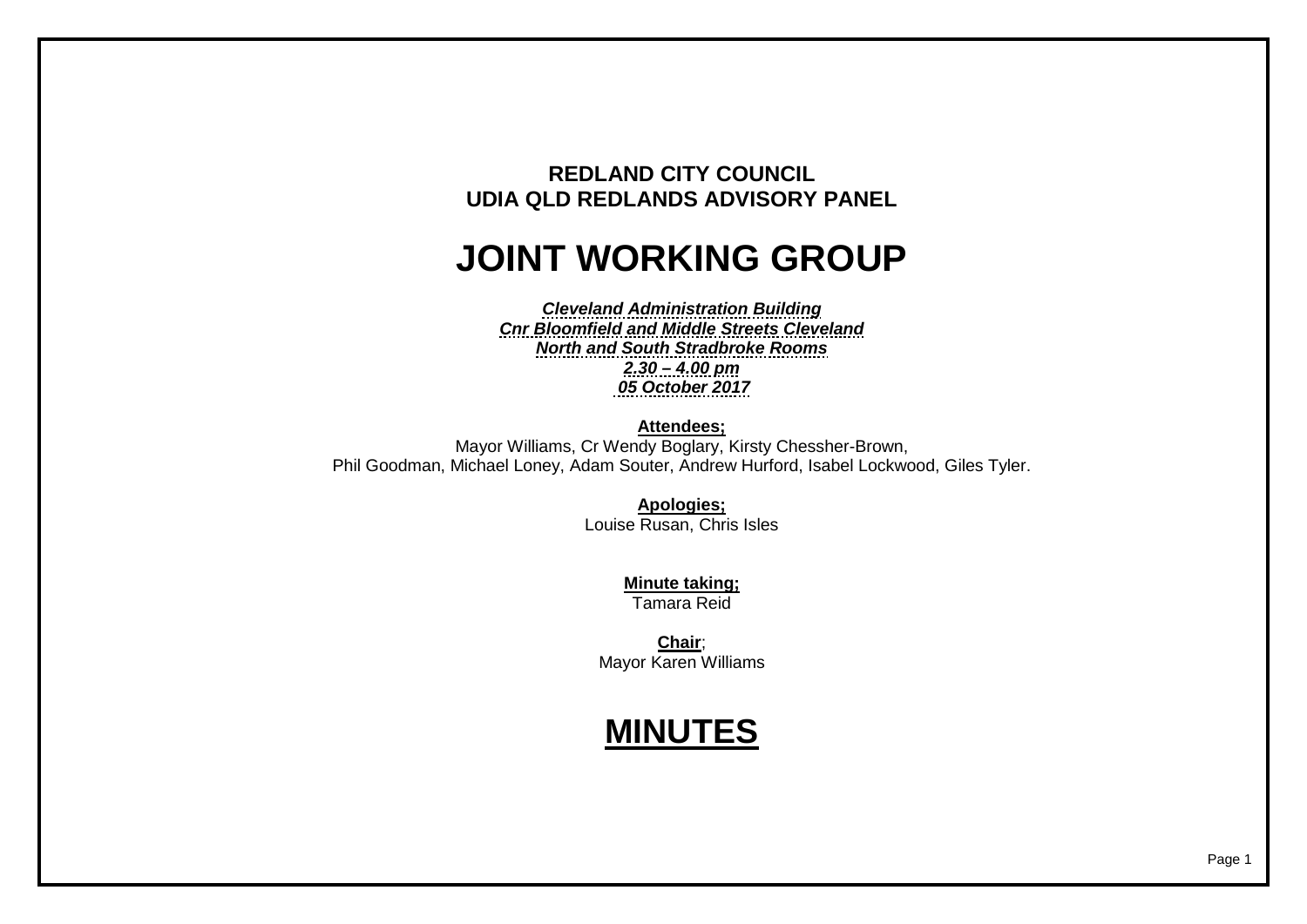**REDLAND CITY COUNCIL**
**UDIA QLD REDLANDS ADVISORY PANEL**

# JOINT WORKING GROUP

***Cleveland Administration Building***
***Cnr Bloomfield and Middle Streets Cleveland***
***North and South Stradbroke Rooms***
***2.30 – 4.00 pm***
***05 October 2017***

**Attendees;**
Mayor Williams, Cr Wendy Boglary, Kirsty Chessher-Brown,
Phil Goodman, Michael Loney, Adam Souter, Andrew Hurford, Isabel Lockwood, Giles Tyler.

**Apologies;**
Louise Rusan, Chris Isles

**Minute taking;**
Tamara Reid

**Chair**;
Mayor Karen Williams

# MINUTES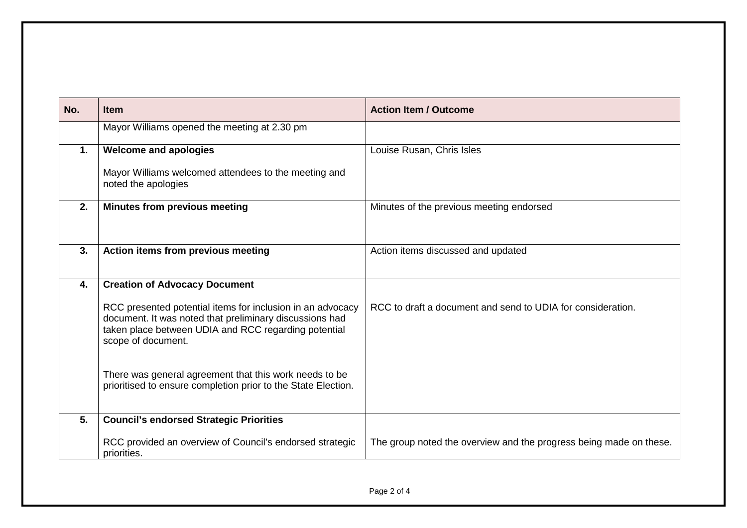| No. | Item | Action Item / Outcome |
|---|---|---|
| | Mayor Williams opened the meeting at 2.30 pm | |
| 1. | **Welcome and apologies**<br><br>Mayor Williams welcomed attendees to the meeting and noted the apologies | Louise Rusan, Chris Isles |
| 2. | **Minutes from previous meeting** | Minutes of the previous meeting endorsed |
| 3. | **Action items from previous meeting** | Action items discussed and updated |
| 4. | **Creation of Advocacy Document**<br><br>RCC presented potential items for inclusion in an advocacy document. It was noted that preliminary discussions had taken place between UDIA and RCC regarding potential scope of document.<br><br>There was general agreement that this work needs to be prioritised to ensure completion prior to the State Election. | RCC to draft a document and send to UDIA for consideration. |
| 5. | **Council's endorsed Strategic Priorities**<br><br>RCC provided an overview of Council's endorsed strategic priorities. | The group noted the overview and the progress being made on these. |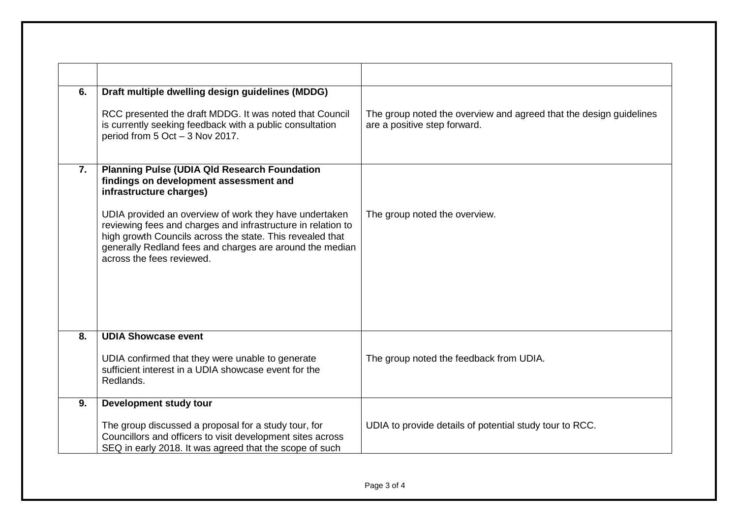| | | |
|---|---|---|
| | | |
| **6.** | **Draft multiple dwelling design guidelines (MDDG)**<br><br>RCC presented the draft MDDG. It was noted that Council is currently seeking feedback with a public consultation period from 5 Oct – 3 Nov 2017. | The group noted the overview and agreed that the design guidelines are a positive step forward. |
| **7.** | **Planning Pulse (UDIA Qld Research Foundation findings on development assessment and infrastructure charges)**<br><br>UDIA provided an overview of work they have undertaken reviewing fees and charges and infrastructure in relation to high growth Councils across the state. This revealed that generally Redland fees and charges are around the median across the fees reviewed. | The group noted the overview. |
| **8.** | **UDIA Showcase event**<br><br>UDIA confirmed that they were unable to generate sufficient interest in a UDIA showcase event for the Redlands. | The group noted the feedback from UDIA. |
| **9.** | **Development study tour**<br><br>The group discussed a proposal for a study tour, for Councillors and officers to visit development sites across SEQ in early 2018. It was agreed that the scope of such | UDIA to provide details of potential study tour to RCC. |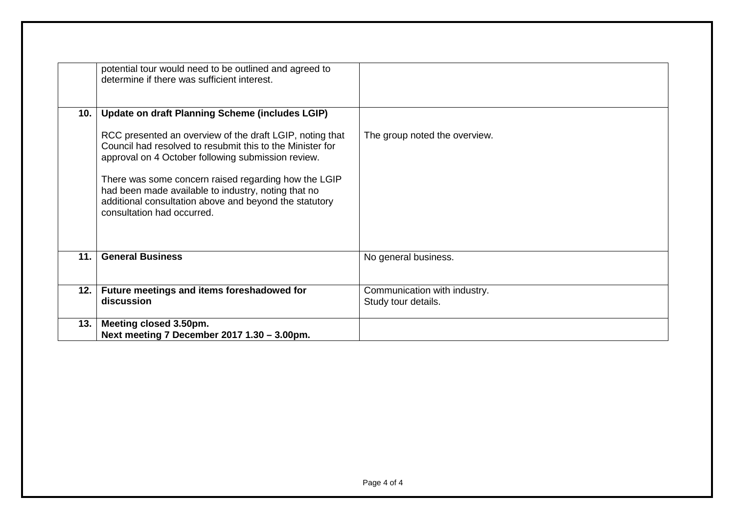| | | |
|---|---|---|
| | potential tour would need to be outlined and agreed to determine if there was sufficient interest. | |
| **10.** | **Update on draft Planning Scheme (includes LGIP)**<br><br>RCC presented an overview of the draft LGIP, noting that Council had resolved to resubmit this to the Minister for approval on 4 October following submission review.<br><br>There was some concern raised regarding how the LGIP had been made available to industry, noting that no additional consultation above and beyond the statutory consultation had occurred. | The group noted the overview. |
| **11.** | **General Business** | No general business. |
| **12.** | **Future meetings and items foreshadowed for discussion** | Communication with industry.<br>Study tour details. |
| **13.** | **Meeting closed 3.50pm.**<br>**Next meeting 7 December 2017 1.30 – 3.00pm.** | |